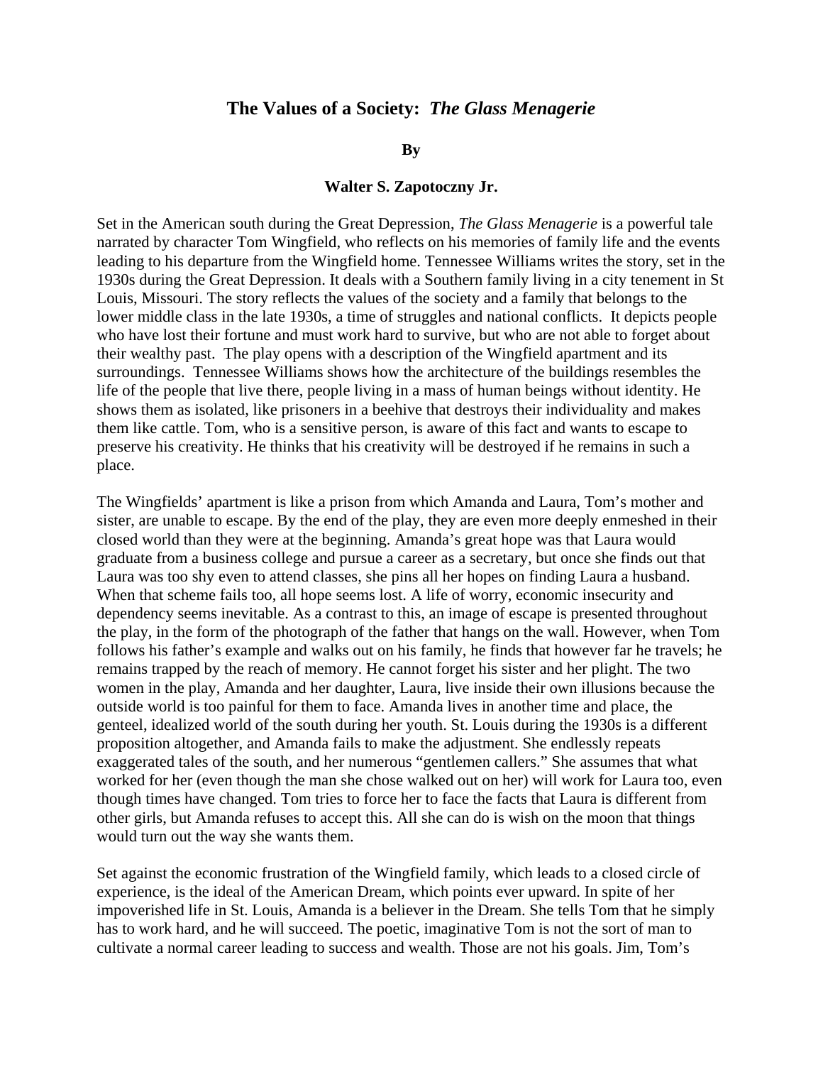# The Values of a Society: *The Glass Menagerie*

**By**

**Walter S. Zapotoczny Jr.**

Set in the American south during the Great Depression, *The Glass Menagerie* is a powerful tale narrated by character Tom Wingfield, who reflects on his memories of family life and the events leading to his departure from the Wingfield home. Tennessee Williams writes the story, set in the 1930s during the Great Depression. It deals with a Southern family living in a city tenement in St Louis, Missouri. The story reflects the values of the society and a family that belongs to the lower middle class in the late 1930s, a time of struggles and national conflicts. It depicts people who have lost their fortune and must work hard to survive, but who are not able to forget about their wealthy past. The play opens with a description of the Wingfield apartment and its surroundings. Tennessee Williams shows how the architecture of the buildings resembles the life of the people that live there, people living in a mass of human beings without identity. He shows them as isolated, like prisoners in a beehive that destroys their individuality and makes them like cattle. Tom, who is a sensitive person, is aware of this fact and wants to escape to preserve his creativity. He thinks that his creativity will be destroyed if he remains in such a place.

The Wingfields' apartment is like a prison from which Amanda and Laura, Tom's mother and sister, are unable to escape. By the end of the play, they are even more deeply enmeshed in their closed world than they were at the beginning. Amanda's great hope was that Laura would graduate from a business college and pursue a career as a secretary, but once she finds out that Laura was too shy even to attend classes, she pins all her hopes on finding Laura a husband. When that scheme fails too, all hope seems lost. A life of worry, economic insecurity and dependency seems inevitable. As a contrast to this, an image of escape is presented throughout the play, in the form of the photograph of the father that hangs on the wall. However, when Tom follows his father's example and walks out on his family, he finds that however far he travels; he remains trapped by the reach of memory. He cannot forget his sister and her plight. The two women in the play, Amanda and her daughter, Laura, live inside their own illusions because the outside world is too painful for them to face. Amanda lives in another time and place, the genteel, idealized world of the south during her youth. St. Louis during the 1930s is a different proposition altogether, and Amanda fails to make the adjustment. She endlessly repeats exaggerated tales of the south, and her numerous "gentlemen callers." She assumes that what worked for her (even though the man she chose walked out on her) will work for Laura too, even though times have changed. Tom tries to force her to face the facts that Laura is different from other girls, but Amanda refuses to accept this. All she can do is wish on the moon that things would turn out the way she wants them.

Set against the economic frustration of the Wingfield family, which leads to a closed circle of experience, is the ideal of the American Dream, which points ever upward. In spite of her impoverished life in St. Louis, Amanda is a believer in the Dream. She tells Tom that he simply has to work hard, and he will succeed. The poetic, imaginative Tom is not the sort of man to cultivate a normal career leading to success and wealth. Those are not his goals. Jim, Tom's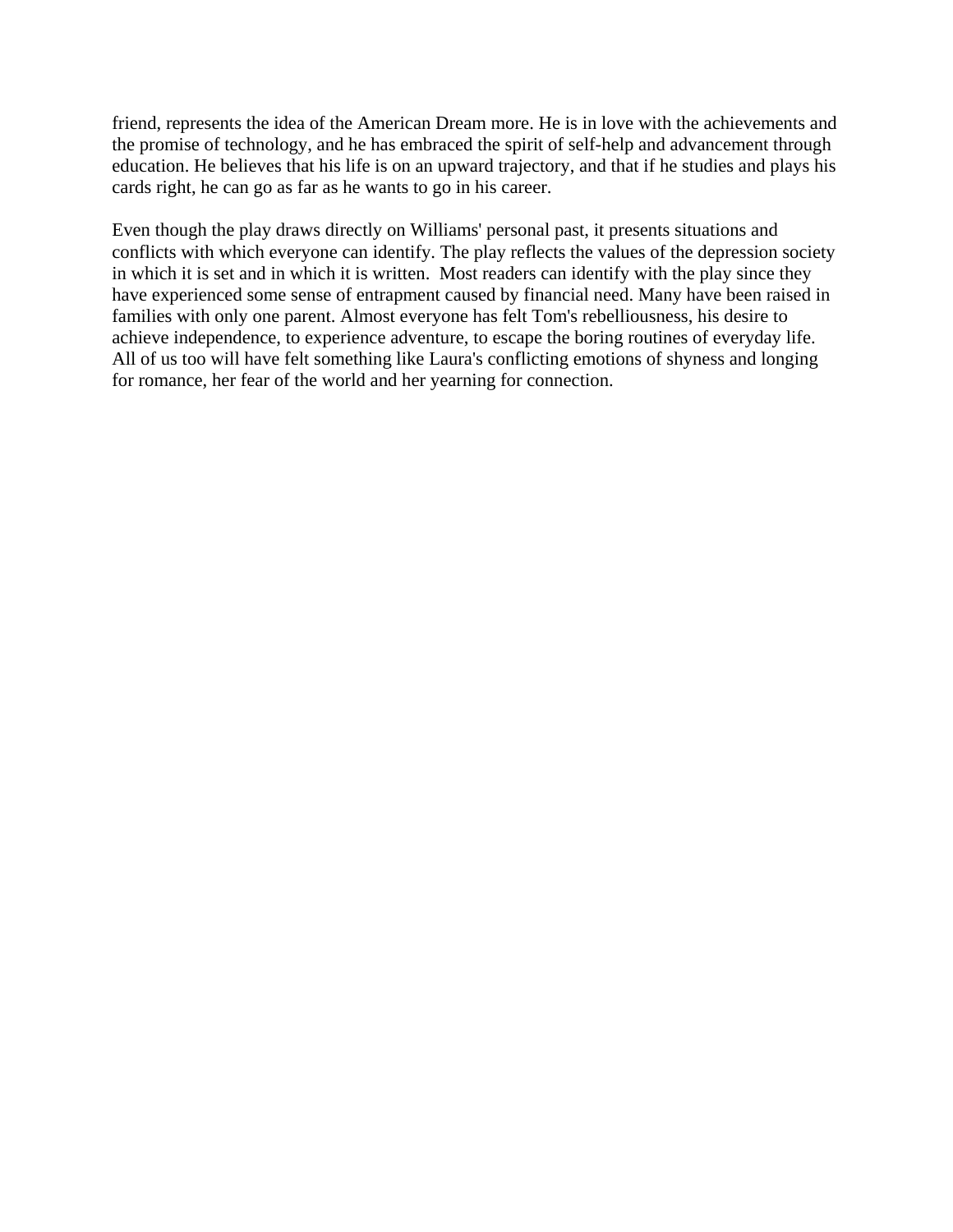friend, represents the idea of the American Dream more. He is in love with the achievements and the promise of technology, and he has embraced the spirit of self-help and advancement through education. He believes that his life is on an upward trajectory, and that if he studies and plays his cards right, he can go as far as he wants to go in his career.

Even though the play draws directly on Williams' personal past, it presents situations and conflicts with which everyone can identify. The play reflects the values of the depression society in which it is set and in which it is written. Most readers can identify with the play since they have experienced some sense of entrapment caused by financial need. Many have been raised in families with only one parent. Almost everyone has felt Tom's rebelliousness, his desire to achieve independence, to experience adventure, to escape the boring routines of everyday life. All of us too will have felt something like Laura's conflicting emotions of shyness and longing for romance, her fear of the world and her yearning for connection.